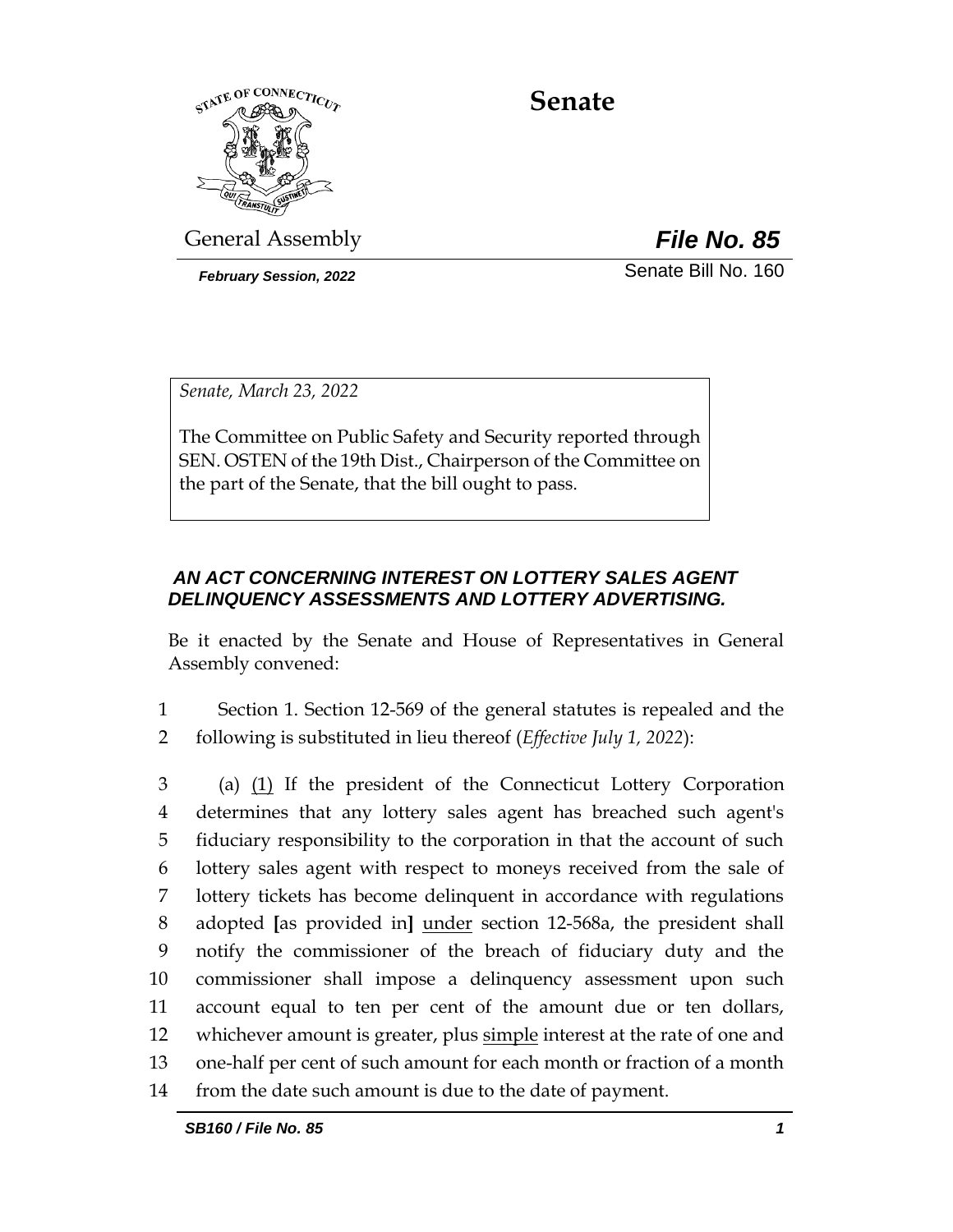# Senate

General Assembly

***File No. 85***

***February Session, 2022***

Senate Bill No. 160

*Senate, March 23, 2022*

The Committee on Public Safety and Security reported through SEN. OSTEN of the 19th Dist., Chairperson of the Committee on the part of the Senate, that the bill ought to pass.

## *AN ACT CONCERNING INTEREST ON LOTTERY SALES AGENT DELINQUENCY ASSESSMENTS AND LOTTERY ADVERTISING.*

Be it enacted by the Senate and House of Representatives in General Assembly convened:

1 Section 1. Section 12-569 of the general statutes is repealed and the
2 following is substituted in lieu thereof (*Effective July 1, 2022*):

3 (a) (1) If the president of the Connecticut Lottery Corporation
4 determines that any lottery sales agent has breached such agent's
5 fiduciary responsibility to the corporation in that the account of such
6 lottery sales agent with respect to moneys received from the sale of
7 lottery tickets has become delinquent in accordance with regulations
8 adopted **[**as provided in**]** under section 12-568a, the president shall
9 notify the commissioner of the breach of fiduciary duty and the
10 commissioner shall impose a delinquency assessment upon such
11 account equal to ten per cent of the amount due or ten dollars,
12 whichever amount is greater, plus simple interest at the rate of one and
13 one-half per cent of such amount for each month or fraction of a month
14 from the date such amount is due to the date of payment.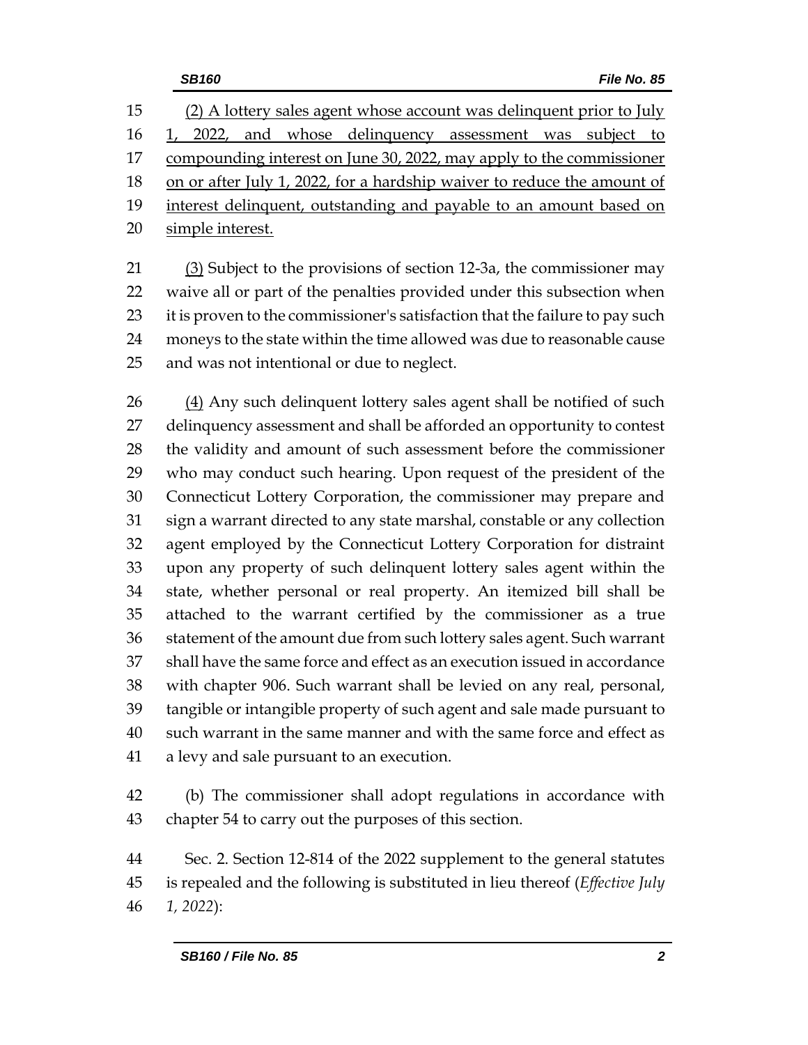(2) A lottery sales agent whose account was delinquent prior to July 1, 2022, and whose delinquency assessment was subject to compounding interest on June 30, 2022, may apply to the commissioner on or after July 1, 2022, for a hardship waiver to reduce the amount of interest delinquent, outstanding and payable to an amount based on simple interest.

(3) Subject to the provisions of section 12-3a, the commissioner may waive all or part of the penalties provided under this subsection when it is proven to the commissioner's satisfaction that the failure to pay such moneys to the state within the time allowed was due to reasonable cause and was not intentional or due to neglect.

(4) Any such delinquent lottery sales agent shall be notified of such delinquency assessment and shall be afforded an opportunity to contest the validity and amount of such assessment before the commissioner who may conduct such hearing. Upon request of the president of the Connecticut Lottery Corporation, the commissioner may prepare and sign a warrant directed to any state marshal, constable or any collection agent employed by the Connecticut Lottery Corporation for distraint upon any property of such delinquent lottery sales agent within the state, whether personal or real property. An itemized bill shall be attached to the warrant certified by the commissioner as a true statement of the amount due from such lottery sales agent. Such warrant shall have the same force and effect as an execution issued in accordance with chapter 906. Such warrant shall be levied on any real, personal, tangible or intangible property of such agent and sale made pursuant to such warrant in the same manner and with the same force and effect as a levy and sale pursuant to an execution.

(b) The commissioner shall adopt regulations in accordance with chapter 54 to carry out the purposes of this section.

Sec. 2. Section 12-814 of the 2022 supplement to the general statutes is repealed and the following is substituted in lieu thereof (*Effective July 1, 2022*):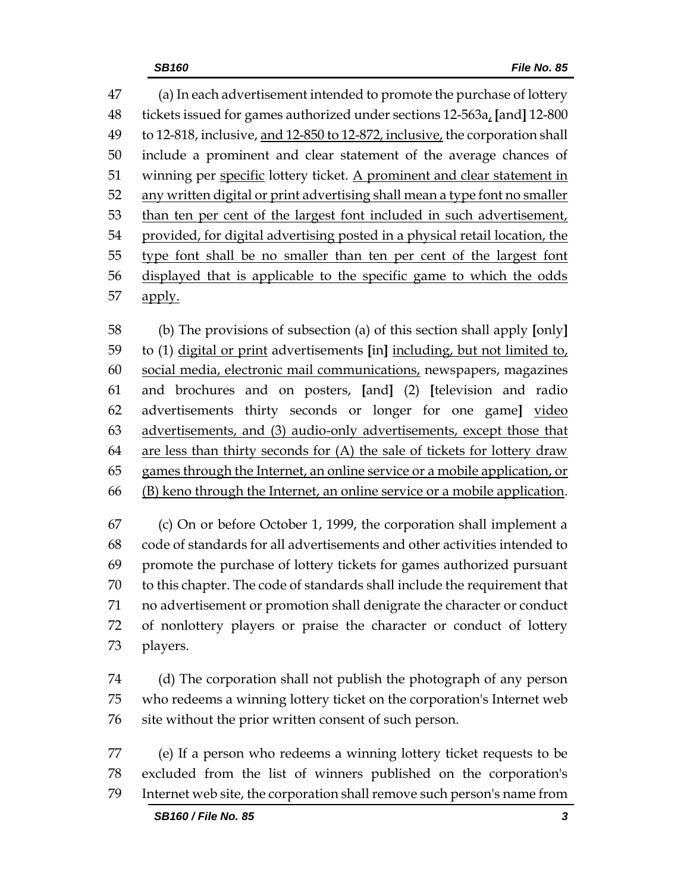47 (a) In each advertisement intended to promote the purchase of lottery
48 tickets issued for games authorized under sections 12-563a, [and] 12-800
49 to 12-818, inclusive, and 12-850 to 12-872, inclusive, the corporation shall
50 include a prominent and clear statement of the average chances of
51 winning per specific lottery ticket. A prominent and clear statement in
52 any written digital or print advertising shall mean a type font no smaller
53 than ten per cent of the largest font included in such advertisement,
54 provided, for digital advertising posted in a physical retail location, the
55 type font shall be no smaller than ten per cent of the largest font
56 displayed that is applicable to the specific game to which the odds
57 apply.

58 (b) The provisions of subsection (a) of this section shall apply [only]
59 to (1) digital or print advertisements [in] including, but not limited to,
60 social media, electronic mail communications, newspapers, magazines
61 and brochures and on posters, [and] (2) [television and radio
62 advertisements thirty seconds or longer for one game] video
63 advertisements, and (3) audio-only advertisements, except those that
64 are less than thirty seconds for (A) the sale of tickets for lottery draw
65 games through the Internet, an online service or a mobile application, or
66 (B) keno through the Internet, an online service or a mobile application.

67 (c) On or before October 1, 1999, the corporation shall implement a
68 code of standards for all advertisements and other activities intended to
69 promote the purchase of lottery tickets for games authorized pursuant
70 to this chapter. The code of standards shall include the requirement that
71 no advertisement or promotion shall denigrate the character or conduct
72 of nonlottery players or praise the character or conduct of lottery
73 players.

74 (d) The corporation shall not publish the photograph of any person
75 who redeems a winning lottery ticket on the corporation's Internet web
76 site without the prior written consent of such person.

77 (e) If a person who redeems a winning lottery ticket requests to be
78 excluded from the list of winners published on the corporation's
79 Internet web site, the corporation shall remove such person's name from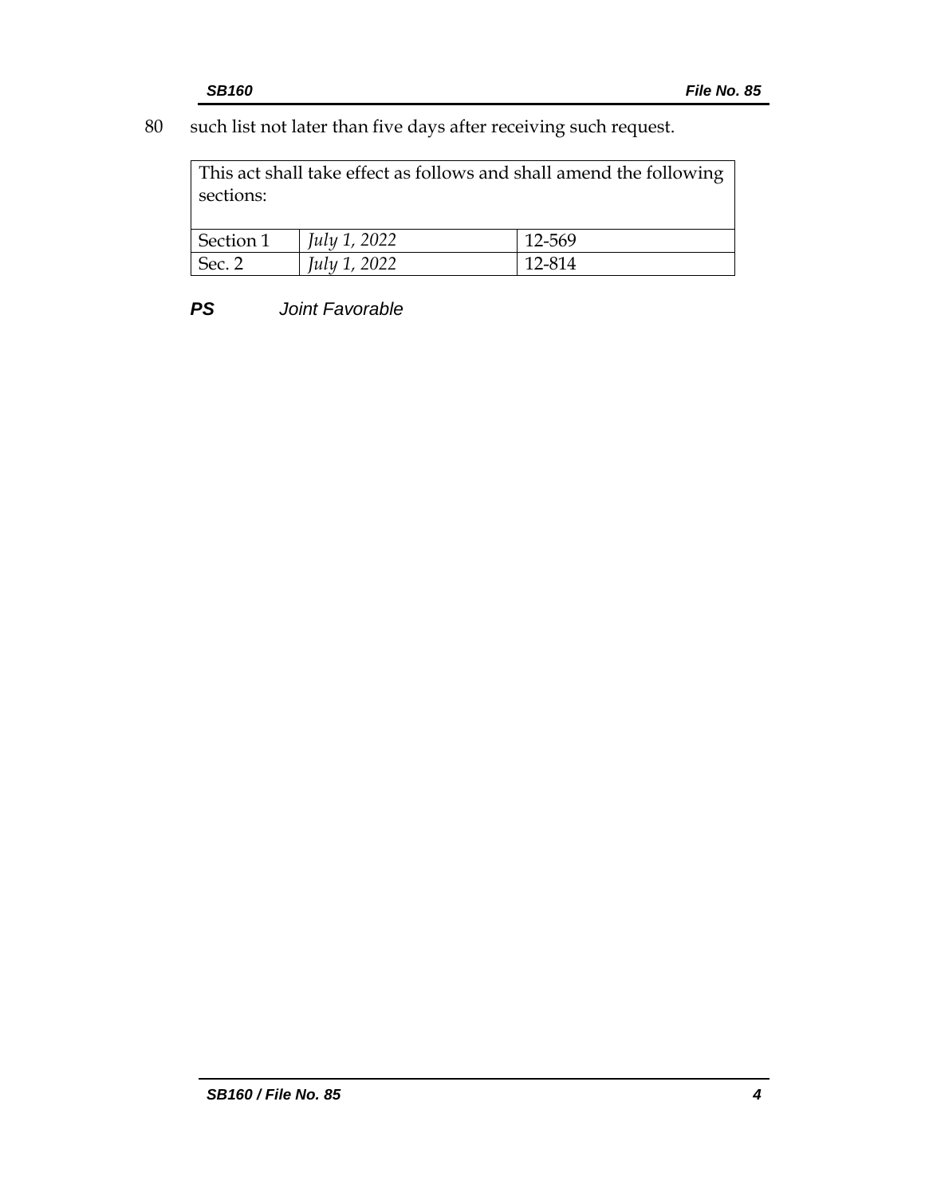80 such list not later than five days after receiving such request.

| This act shall take effect as follows and shall amend the following sections: | | |
|---|---|---|
| Section 1 | *July 1, 2022* | 12-569 |
| Sec. 2 | *July 1, 2022* | 12-814 |

***PS*** *Joint Favorable*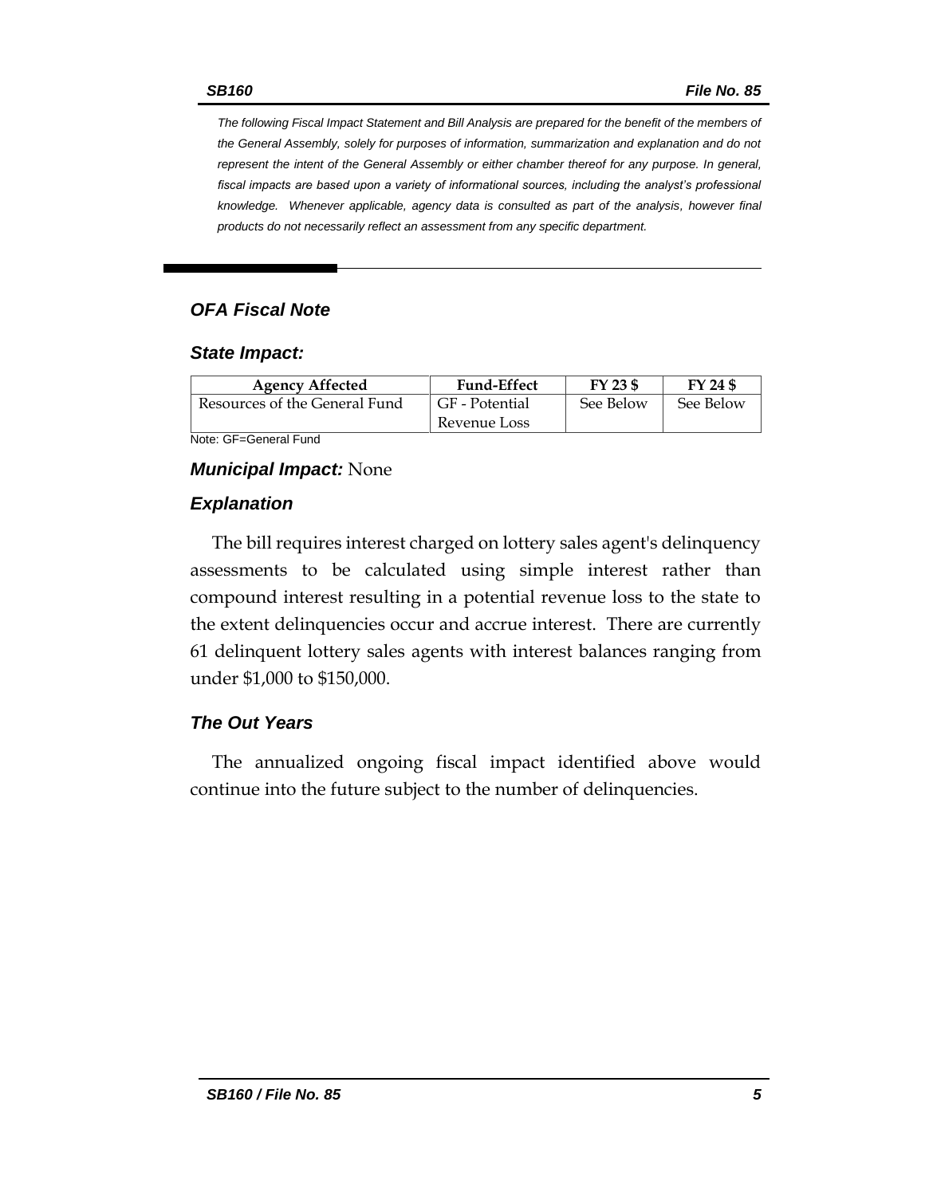*The following Fiscal Impact Statement and Bill Analysis are prepared for the benefit of the members of the General Assembly, solely for purposes of information, summarization and explanation and do not represent the intent of the General Assembly or either chamber thereof for any purpose. In general, fiscal impacts are based upon a variety of informational sources, including the analyst's professional knowledge. Whenever applicable, agency data is consulted as part of the analysis, however final products do not necessarily reflect an assessment from any specific department.*

## OFA Fiscal Note

### State Impact:

| Agency Affected | Fund-Effect | FY 23 $ | FY 24 $ |
|---|---|---|---|
| Resources of the General Fund | GF - Potential Revenue Loss | See Below | See Below |

Note: GF=General Fund

### Municipal Impact: None

### Explanation

The bill requires interest charged on lottery sales agent's delinquency assessments to be calculated using simple interest rather than compound interest resulting in a potential revenue loss to the state to the extent delinquencies occur and accrue interest. There are currently 61 delinquent lottery sales agents with interest balances ranging from under $1,000 to $150,000.

### The Out Years

The annualized ongoing fiscal impact identified above would continue into the future subject to the number of delinquencies.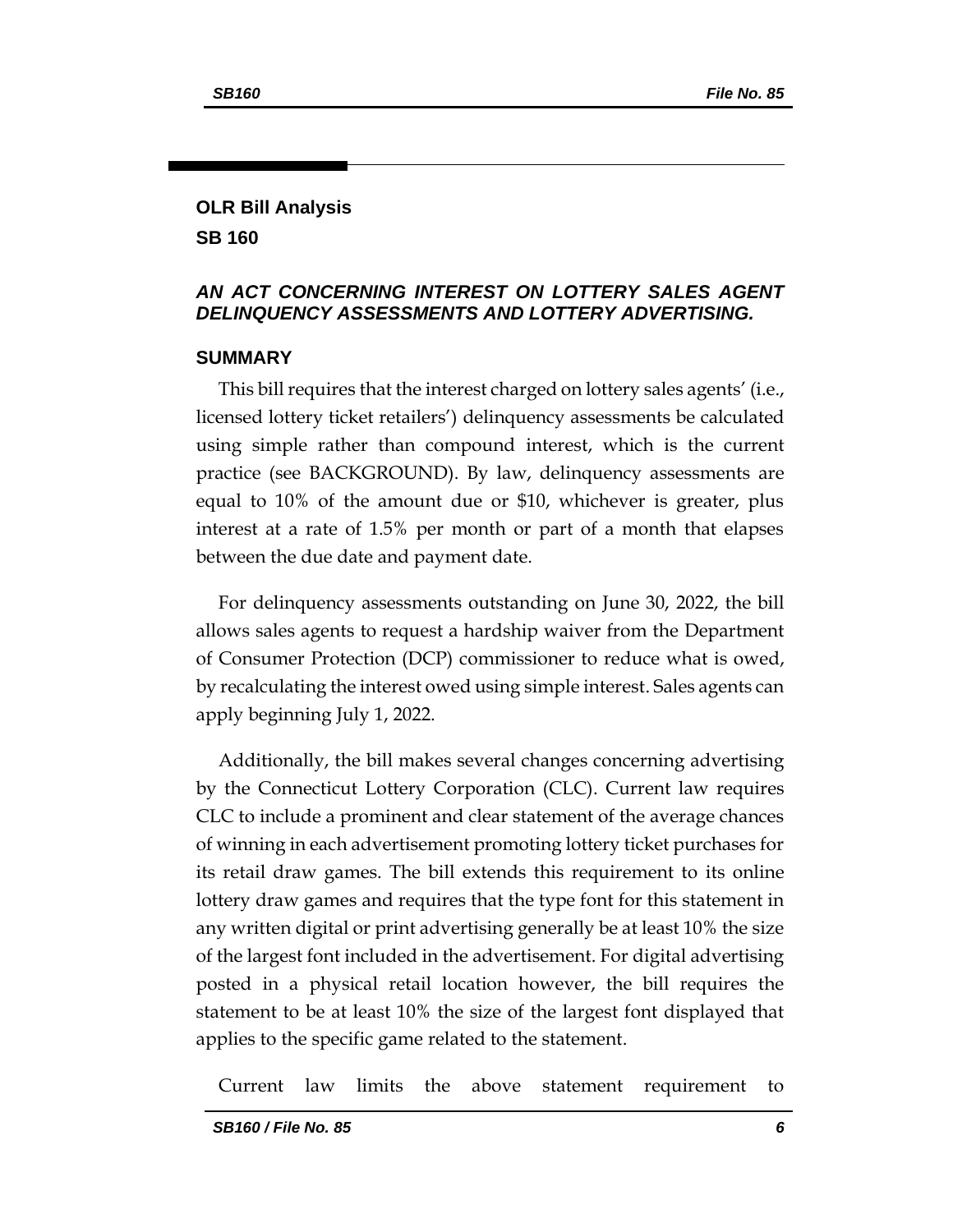## OLR Bill Analysis

## SB 160

### *AN ACT CONCERNING INTEREST ON LOTTERY SALES AGENT DELINQUENCY ASSESSMENTS AND LOTTERY ADVERTISING.*

### SUMMARY

This bill requires that the interest charged on lottery sales agents' (i.e., licensed lottery ticket retailers') delinquency assessments be calculated using simple rather than compound interest, which is the current practice (see BACKGROUND). By law, delinquency assessments are equal to 10% of the amount due or $10, whichever is greater, plus interest at a rate of 1.5% per month or part of a month that elapses between the due date and payment date.

For delinquency assessments outstanding on June 30, 2022, the bill allows sales agents to request a hardship waiver from the Department of Consumer Protection (DCP) commissioner to reduce what is owed, by recalculating the interest owed using simple interest. Sales agents can apply beginning July 1, 2022.

Additionally, the bill makes several changes concerning advertising by the Connecticut Lottery Corporation (CLC). Current law requires CLC to include a prominent and clear statement of the average chances of winning in each advertisement promoting lottery ticket purchases for its retail draw games. The bill extends this requirement to its online lottery draw games and requires that the type font for this statement in any written digital or print advertising generally be at least 10% the size of the largest font included in the advertisement. For digital advertising posted in a physical retail location however, the bill requires the statement to be at least 10% the size of the largest font displayed that applies to the specific game related to the statement.

Current law limits the above statement requirement to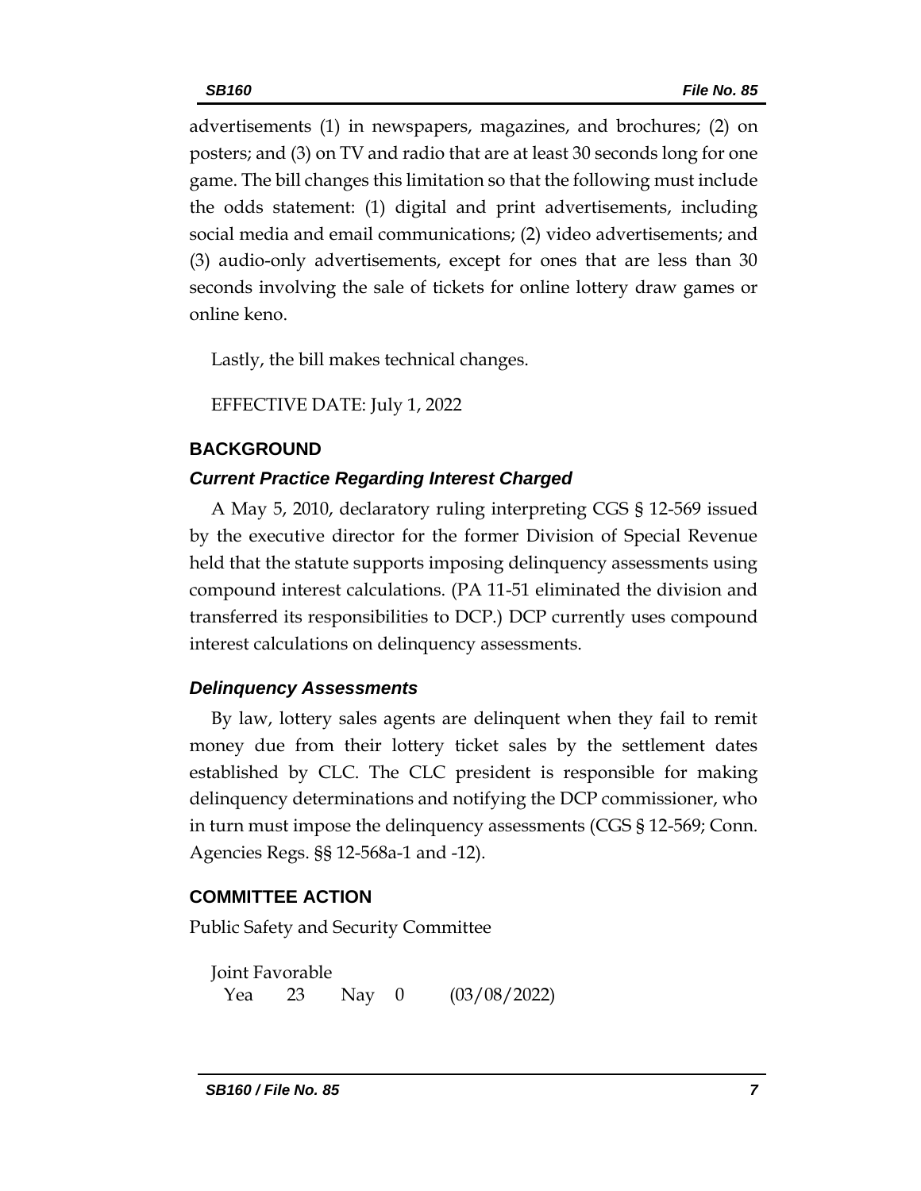advertisements (1) in newspapers, magazines, and brochures; (2) on posters; and (3) on TV and radio that are at least 30 seconds long for one game. The bill changes this limitation so that the following must include the odds statement: (1) digital and print advertisements, including social media and email communications; (2) video advertisements; and (3) audio-only advertisements, except for ones that are less than 30 seconds involving the sale of tickets for online lottery draw games or online keno.

Lastly, the bill makes technical changes.

EFFECTIVE DATE: July 1, 2022

## BACKGROUND

### *Current Practice Regarding Interest Charged*

A May 5, 2010, declaratory ruling interpreting CGS § 12-569 issued by the executive director for the former Division of Special Revenue held that the statute supports imposing delinquency assessments using compound interest calculations. (PA 11-51 eliminated the division and transferred its responsibilities to DCP.) DCP currently uses compound interest calculations on delinquency assessments.

### *Delinquency Assessments*

By law, lottery sales agents are delinquent when they fail to remit money due from their lottery ticket sales by the settlement dates established by CLC. The CLC president is responsible for making delinquency determinations and notifying the DCP commissioner, who in turn must impose the delinquency assessments (CGS § 12-569; Conn. Agencies Regs. §§ 12-568a-1 and -12).

## COMMITTEE ACTION

Public Safety and Security Committee

Joint Favorable
Yea 23 Nay 0 (03/08/2022)